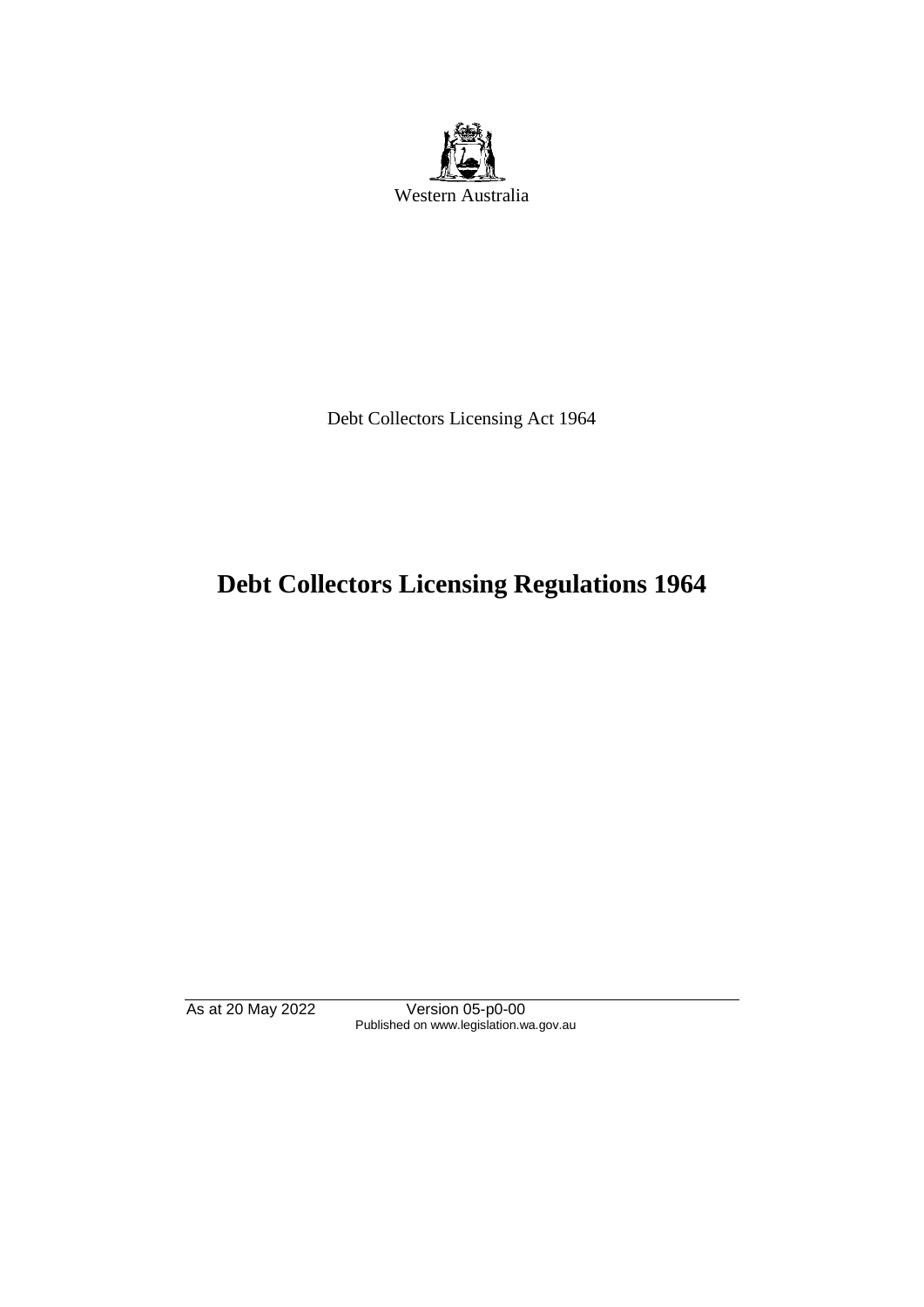Western Australia

Debt Collectors Licensing Act 1964

# Debt Collectors Licensing Regulations 1964

As at 20 May 2022 Version 05-p0-00
Published on www.legislation.wa.gov.au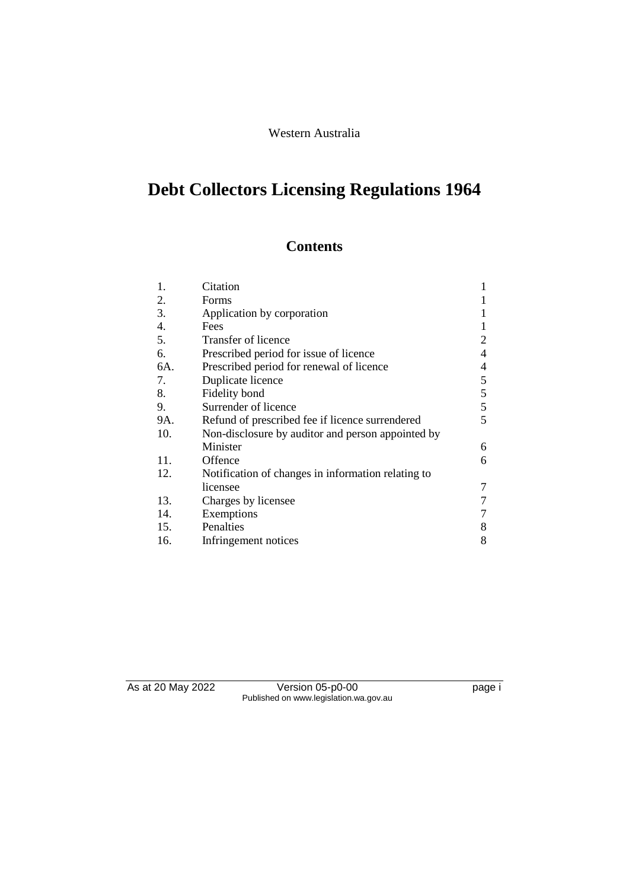Western Australia

# Debt Collectors Licensing Regulations 1964

## Contents

| | | |
|---|---|---|
| 1. | Citation | 1 |
| 2. | Forms | 1 |
| 3. | Application by corporation | 1 |
| 4. | Fees | 1 |
| 5. | Transfer of licence | 2 |
| 6. | Prescribed period for issue of licence | 4 |
| 6A. | Prescribed period for renewal of licence | 4 |
| 7. | Duplicate licence | 5 |
| 8. | Fidelity bond | 5 |
| 9. | Surrender of licence | 5 |
| 9A. | Refund of prescribed fee if licence surrendered | 5 |
| 10. | Non-disclosure by auditor and person appointed by Minister | 6 |
| 11. | Offence | 6 |
| 12. | Notification of changes in information relating to licensee | 7 |
| 13. | Charges by licensee | 7 |
| 14. | Exemptions | 7 |
| 15. | Penalties | 8 |
| 16. | Infringement notices | 8 |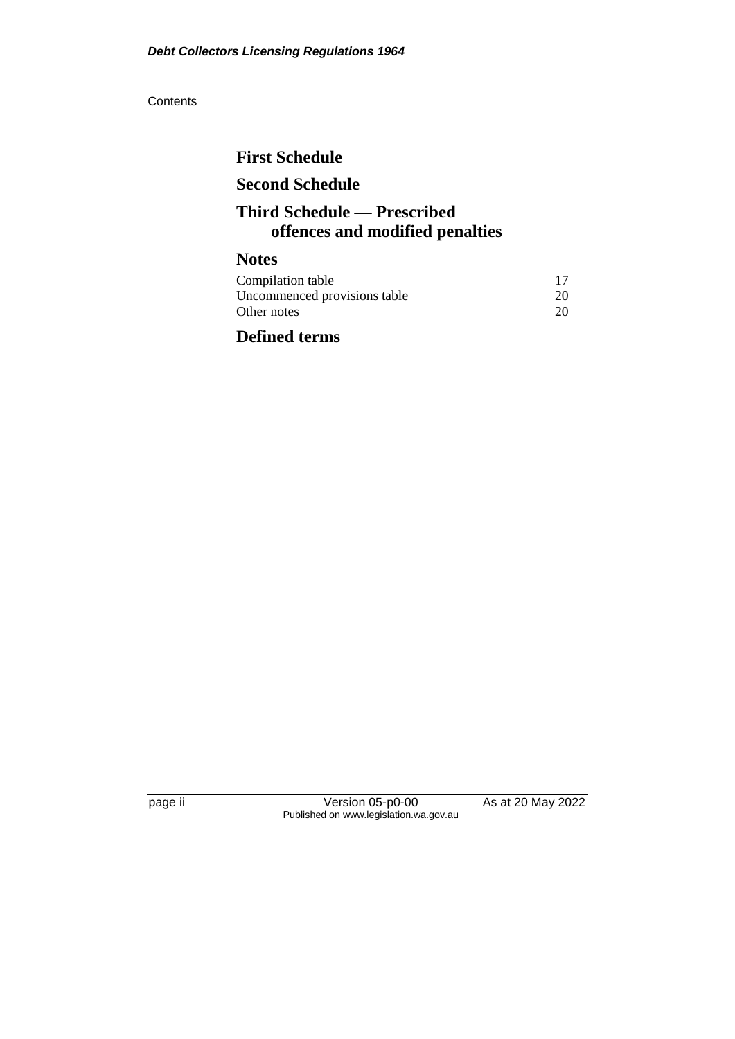## First Schedule

## Second Schedule

## Third Schedule — Prescribed offences and modified penalties

## Notes

| | |
|---|---|
| Compilation table | 17 |
| Uncommenced provisions table | 20 |
| Other notes | 20 |

## Defined terms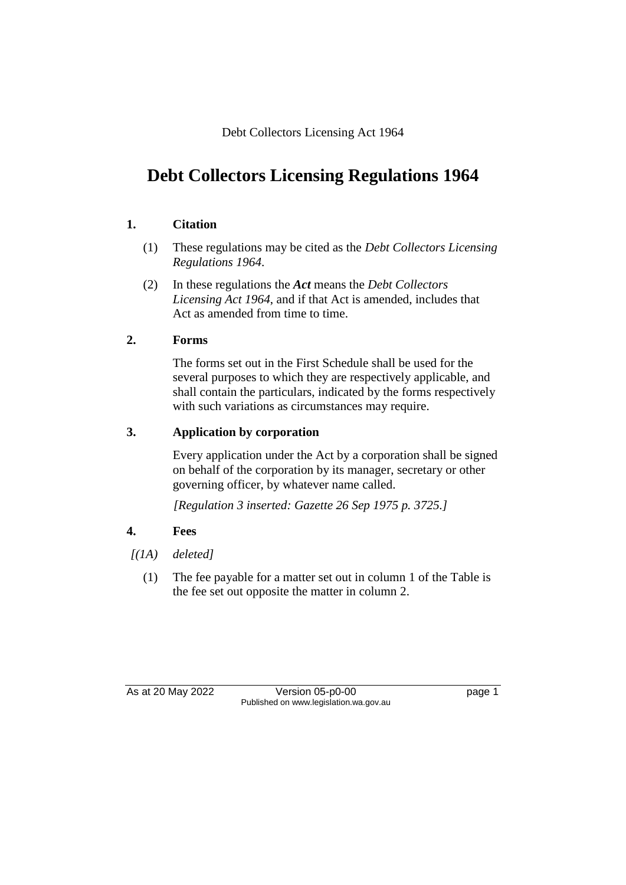Debt Collectors Licensing Act 1964

# Debt Collectors Licensing Regulations 1964

## 1. Citation

(1) These regulations may be cited as the *Debt Collectors Licensing Regulations 1964*.

(2) In these regulations the ***Act*** means the *Debt Collectors Licensing Act 1964*, and if that Act is amended, includes that Act as amended from time to time.

## 2. Forms

The forms set out in the First Schedule shall be used for the several purposes to which they are respectively applicable, and shall contain the particulars, indicated by the forms respectively with such variations as circumstances may require.

## 3. Application by corporation

Every application under the Act by a corporation shall be signed on behalf of the corporation by its manager, secretary or other governing officer, by whatever name called.

*[Regulation 3 inserted: Gazette 26 Sep 1975 p. 3725.]*

## 4. Fees

*[(1A) deleted]*

(1) The fee payable for a matter set out in column 1 of the Table is the fee set out opposite the matter in column 2.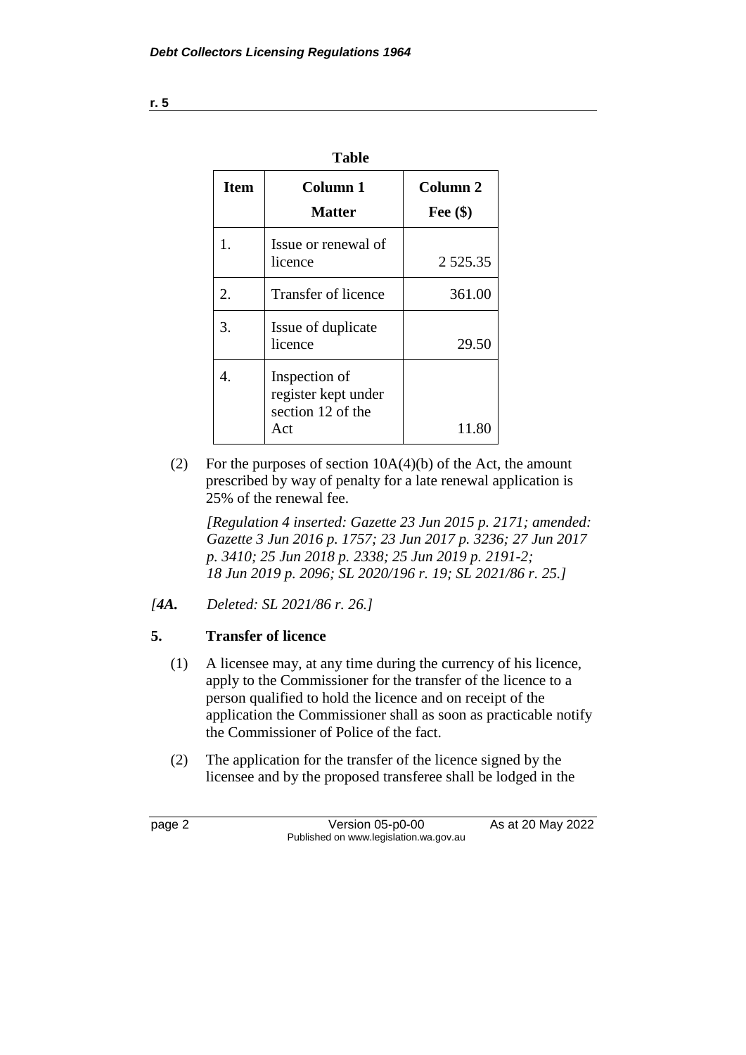**Table**

| Item | Column 1<br>Matter | Column 2<br>Fee ($) |
|---|---|---|
| 1. | Issue or renewal of licence | 2 525.35 |
| 2. | Transfer of licence | 361.00 |
| 3. | Issue of duplicate licence | 29.50 |
| 4. | Inspection of register kept under section 12 of the Act | 11.80 |

(2) For the purposes of section 10A(4)(b) of the Act, the amount prescribed by way of penalty for a late renewal application is 25% of the renewal fee.

*[Regulation 4 inserted: Gazette 23 Jun 2015 p. 2171; amended: Gazette 3 Jun 2016 p. 1757; 23 Jun 2017 p. 3236; 27 Jun 2017 p. 3410; 25 Jun 2018 p. 2338; 25 Jun 2019 p. 2191-2; 18 Jun 2019 p. 2096; SL 2020/196 r. 19; SL 2021/86 r. 25.]*

*[4A. Deleted: SL 2021/86 r. 26.]*

## 5. Transfer of licence

(1) A licensee may, at any time during the currency of his licence, apply to the Commissioner for the transfer of the licence to a person qualified to hold the licence and on receipt of the application the Commissioner shall as soon as practicable notify the Commissioner of Police of the fact.

(2) The application for the transfer of the licence signed by the licensee and by the proposed transferee shall be lodged in the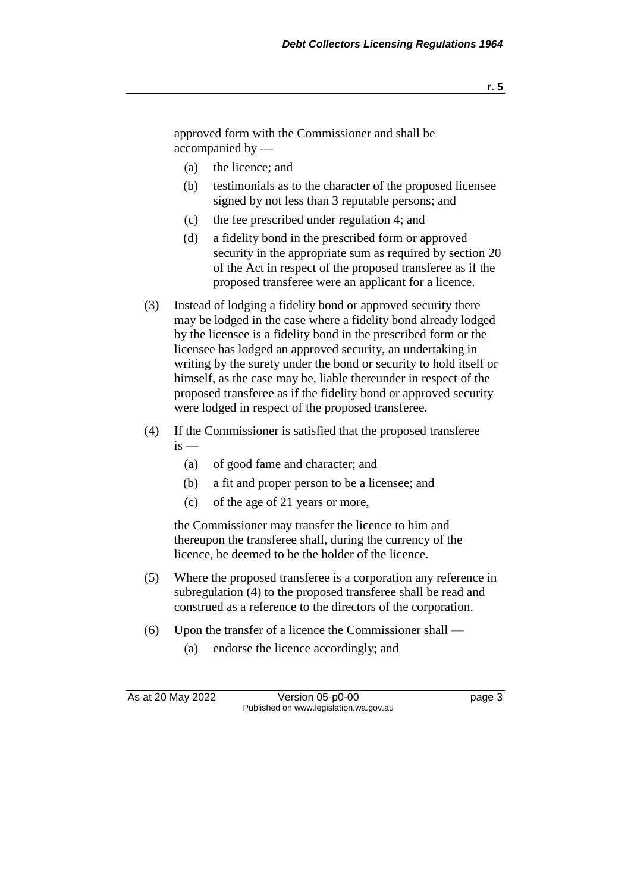approved form with the Commissioner and shall be accompanied by —

- (a) the licence; and
- (b) testimonials as to the character of the proposed licensee signed by not less than 3 reputable persons; and
- (c) the fee prescribed under regulation 4; and
- (d) a fidelity bond in the prescribed form or approved security in the appropriate sum as required by section 20 of the Act in respect of the proposed transferee as if the proposed transferee were an applicant for a licence.

(3) Instead of lodging a fidelity bond or approved security there may be lodged in the case where a fidelity bond already lodged by the licensee is a fidelity bond in the prescribed form or the licensee has lodged an approved security, an undertaking in writing by the surety under the bond or security to hold itself or himself, as the case may be, liable thereunder in respect of the proposed transferee as if the fidelity bond or approved security were lodged in respect of the proposed transferee.

(4) If the Commissioner is satisfied that the proposed transferee is —

- (a) of good fame and character; and
- (b) a fit and proper person to be a licensee; and
- (c) of the age of 21 years or more,

the Commissioner may transfer the licence to him and thereupon the transferee shall, during the currency of the licence, be deemed to be the holder of the licence.

(5) Where the proposed transferee is a corporation any reference in subregulation (4) to the proposed transferee shall be read and construed as a reference to the directors of the corporation.

(6) Upon the transfer of a licence the Commissioner shall —

- (a) endorse the licence accordingly; and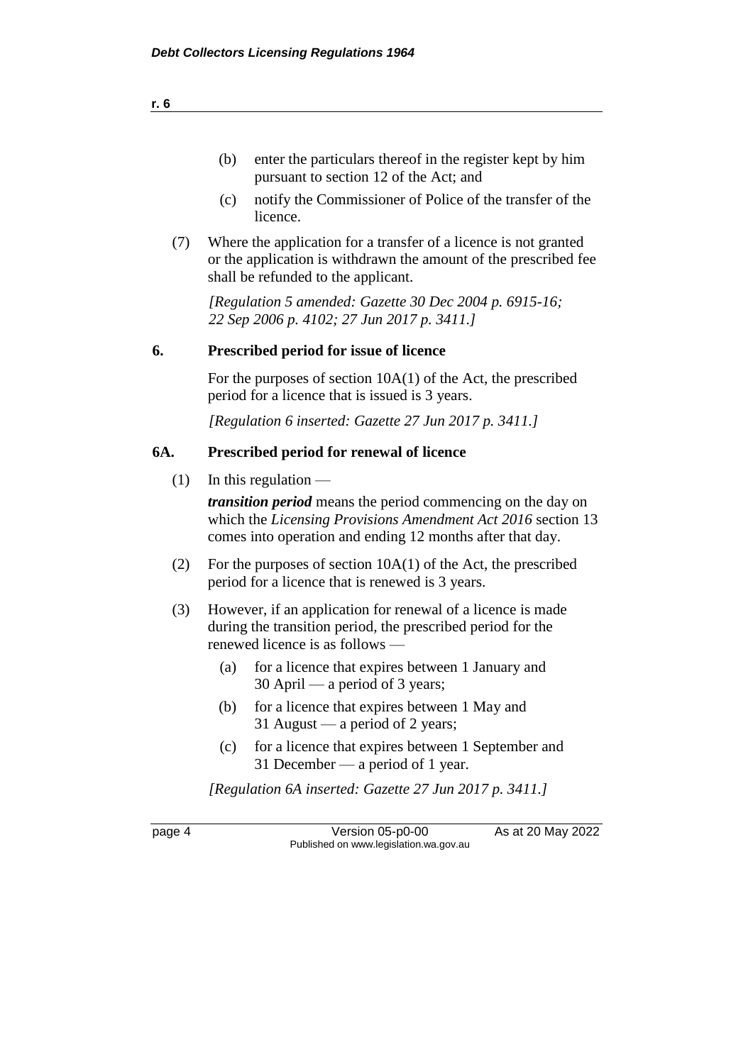(b) enter the particulars thereof in the register kept by him pursuant to section 12 of the Act; and

(c) notify the Commissioner of Police of the transfer of the licence.

(7) Where the application for a transfer of a licence is not granted or the application is withdrawn the amount of the prescribed fee shall be refunded to the applicant.

*[Regulation 5 amended: Gazette 30 Dec 2004 p. 6915-16; 22 Sep 2006 p. 4102; 27 Jun 2017 p. 3411.]*

## 6. Prescribed period for issue of licence

For the purposes of section 10A(1) of the Act, the prescribed period for a licence that is issued is 3 years.

*[Regulation 6 inserted: Gazette 27 Jun 2017 p. 3411.]*

## 6A. Prescribed period for renewal of licence

(1) In this regulation —

***transition period*** means the period commencing on the day on which the *Licensing Provisions Amendment Act 2016* section 13 comes into operation and ending 12 months after that day.

(2) For the purposes of section 10A(1) of the Act, the prescribed period for a licence that is renewed is 3 years.

(3) However, if an application for renewal of a licence is made during the transition period, the prescribed period for the renewed licence is as follows —

(a) for a licence that expires between 1 January and 30 April — a period of 3 years;

(b) for a licence that expires between 1 May and 31 August — a period of 2 years;

(c) for a licence that expires between 1 September and 31 December — a period of 1 year.

*[Regulation 6A inserted: Gazette 27 Jun 2017 p. 3411.]*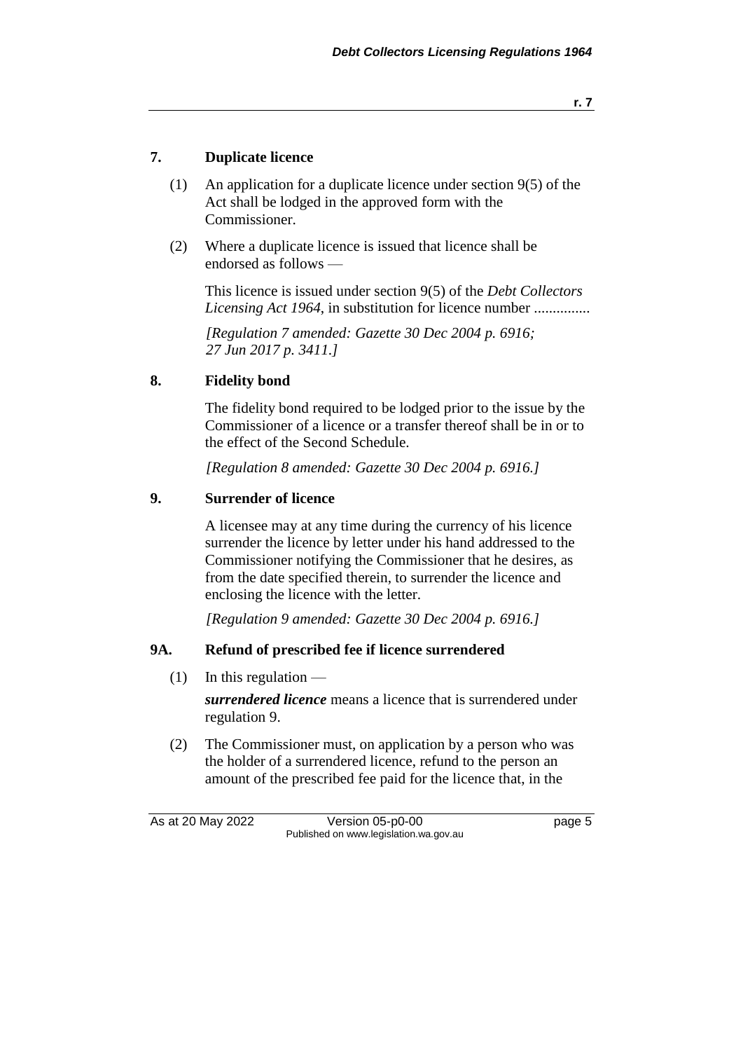## 7. Duplicate licence

(1) An application for a duplicate licence under section 9(5) of the Act shall be lodged in the approved form with the Commissioner.

(2) Where a duplicate licence is issued that licence shall be endorsed as follows —

This licence is issued under section 9(5) of the *Debt Collectors Licensing Act 1964*, in substitution for licence number ...............

*[Regulation 7 amended: Gazette 30 Dec 2004 p. 6916; 27 Jun 2017 p. 3411.]*

## 8. Fidelity bond

The fidelity bond required to be lodged prior to the issue by the Commissioner of a licence or a transfer thereof shall be in or to the effect of the Second Schedule.

*[Regulation 8 amended: Gazette 30 Dec 2004 p. 6916.]*

## 9. Surrender of licence

A licensee may at any time during the currency of his licence surrender the licence by letter under his hand addressed to the Commissioner notifying the Commissioner that he desires, as from the date specified therein, to surrender the licence and enclosing the licence with the letter.

*[Regulation 9 amended: Gazette 30 Dec 2004 p. 6916.]*

## 9A. Refund of prescribed fee if licence surrendered

(1) In this regulation —

***surrendered licence*** means a licence that is surrendered under regulation 9.

(2) The Commissioner must, on application by a person who was the holder of a surrendered licence, refund to the person an amount of the prescribed fee paid for the licence that, in the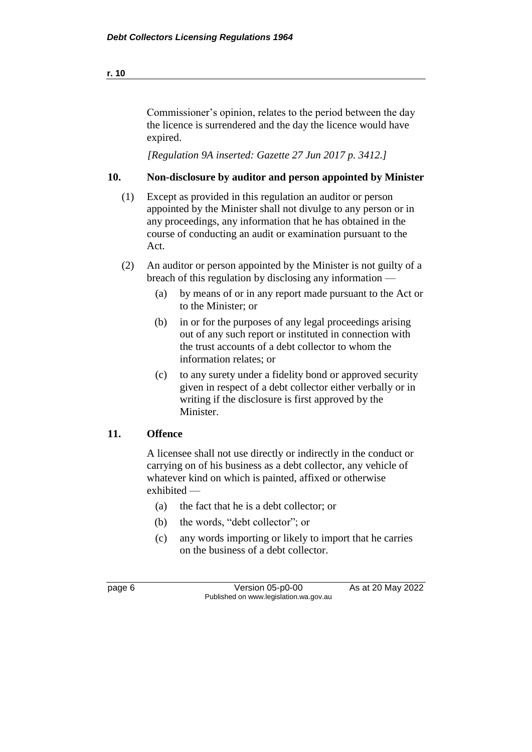Commissioner's opinion, relates to the period between the day the licence is surrendered and the day the licence would have expired.

*[Regulation 9A inserted: Gazette 27 Jun 2017 p. 3412.]*

## 10. Non-disclosure by auditor and person appointed by Minister

(1) Except as provided in this regulation an auditor or person appointed by the Minister shall not divulge to any person or in any proceedings, any information that he has obtained in the course of conducting an audit or examination pursuant to the Act.

(2) An auditor or person appointed by the Minister is not guilty of a breach of this regulation by disclosing any information —

(a) by means of or in any report made pursuant to the Act or to the Minister; or

(b) in or for the purposes of any legal proceedings arising out of any such report or instituted in connection with the trust accounts of a debt collector to whom the information relates; or

(c) to any surety under a fidelity bond or approved security given in respect of a debt collector either verbally or in writing if the disclosure is first approved by the Minister.

## 11. Offence

A licensee shall not use directly or indirectly in the conduct or carrying on of his business as a debt collector, any vehicle of whatever kind on which is painted, affixed or otherwise exhibited —

(a) the fact that he is a debt collector; or

(b) the words, "debt collector"; or

(c) any words importing or likely to import that he carries on the business of a debt collector.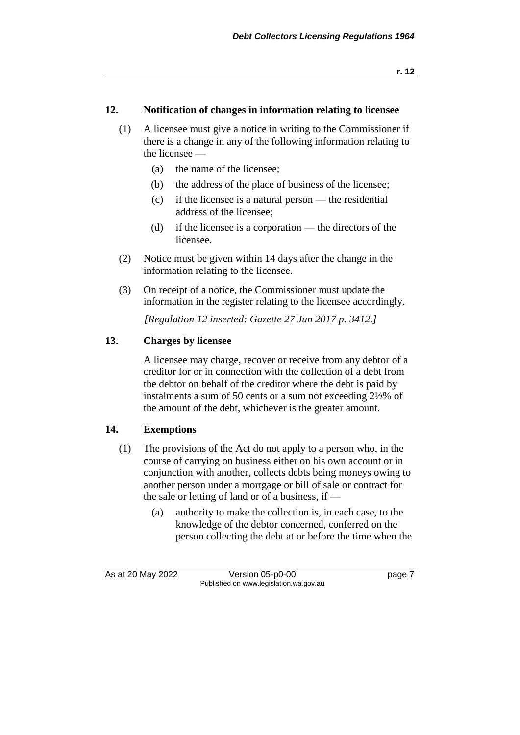## 12. Notification of changes in information relating to licensee

(1) A licensee must give a notice in writing to the Commissioner if there is a change in any of the following information relating to the licensee —

(a) the name of the licensee;

(b) the address of the place of business of the licensee;

(c) if the licensee is a natural person — the residential address of the licensee;

(d) if the licensee is a corporation — the directors of the licensee.

(2) Notice must be given within 14 days after the change in the information relating to the licensee.

(3) On receipt of a notice, the Commissioner must update the information in the register relating to the licensee accordingly.

*[Regulation 12 inserted: Gazette 27 Jun 2017 p. 3412.]*

## 13. Charges by licensee

A licensee may charge, recover or receive from any debtor of a creditor for or in connection with the collection of a debt from the debtor on behalf of the creditor where the debt is paid by instalments a sum of 50 cents or a sum not exceeding 2½% of the amount of the debt, whichever is the greater amount.

## 14. Exemptions

(1) The provisions of the Act do not apply to a person who, in the course of carrying on business either on his own account or in conjunction with another, collects debts being moneys owing to another person under a mortgage or bill of sale or contract for the sale or letting of land or of a business, if —

(a) authority to make the collection is, in each case, to the knowledge of the debtor concerned, conferred on the person collecting the debt at or before the time when the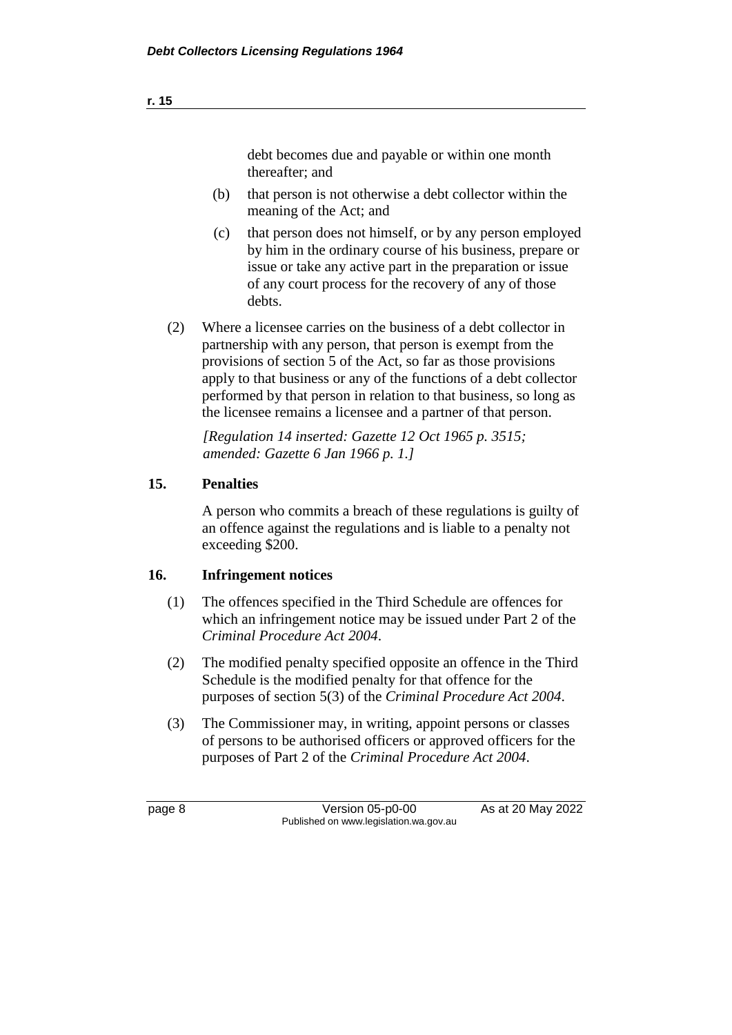debt becomes due and payable or within one month thereafter; and

(b) that person is not otherwise a debt collector within the meaning of the Act; and

(c) that person does not himself, or by any person employed by him in the ordinary course of his business, prepare or issue or take any active part in the preparation or issue of any court process for the recovery of any of those debts.

(2) Where a licensee carries on the business of a debt collector in partnership with any person, that person is exempt from the provisions of section 5 of the Act, so far as those provisions apply to that business or any of the functions of a debt collector performed by that person in relation to that business, so long as the licensee remains a licensee and a partner of that person.

*[Regulation 14 inserted: Gazette 12 Oct 1965 p. 3515; amended: Gazette 6 Jan 1966 p. 1.]*

## 15. Penalties

A person who commits a breach of these regulations is guilty of an offence against the regulations and is liable to a penalty not exceeding $200.

## 16. Infringement notices

(1) The offences specified in the Third Schedule are offences for which an infringement notice may be issued under Part 2 of the *Criminal Procedure Act 2004*.

(2) The modified penalty specified opposite an offence in the Third Schedule is the modified penalty for that offence for the purposes of section 5(3) of the *Criminal Procedure Act 2004*.

(3) The Commissioner may, in writing, appoint persons or classes of persons to be authorised officers or approved officers for the purposes of Part 2 of the *Criminal Procedure Act 2004*.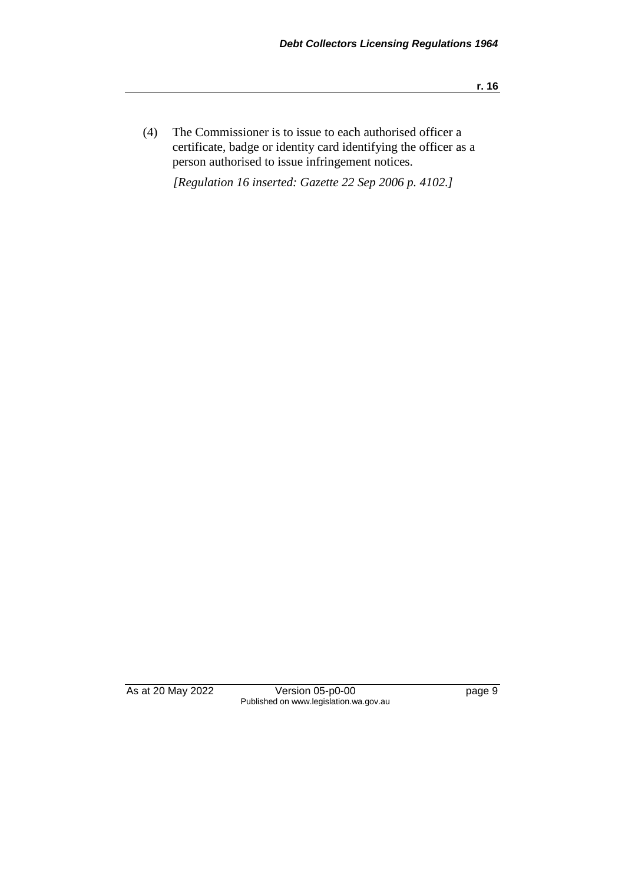(4) The Commissioner is to issue to each authorised officer a certificate, badge or identity card identifying the officer as a person authorised to issue infringement notices.

*[Regulation 16 inserted: Gazette 22 Sep 2006 p. 4102.]*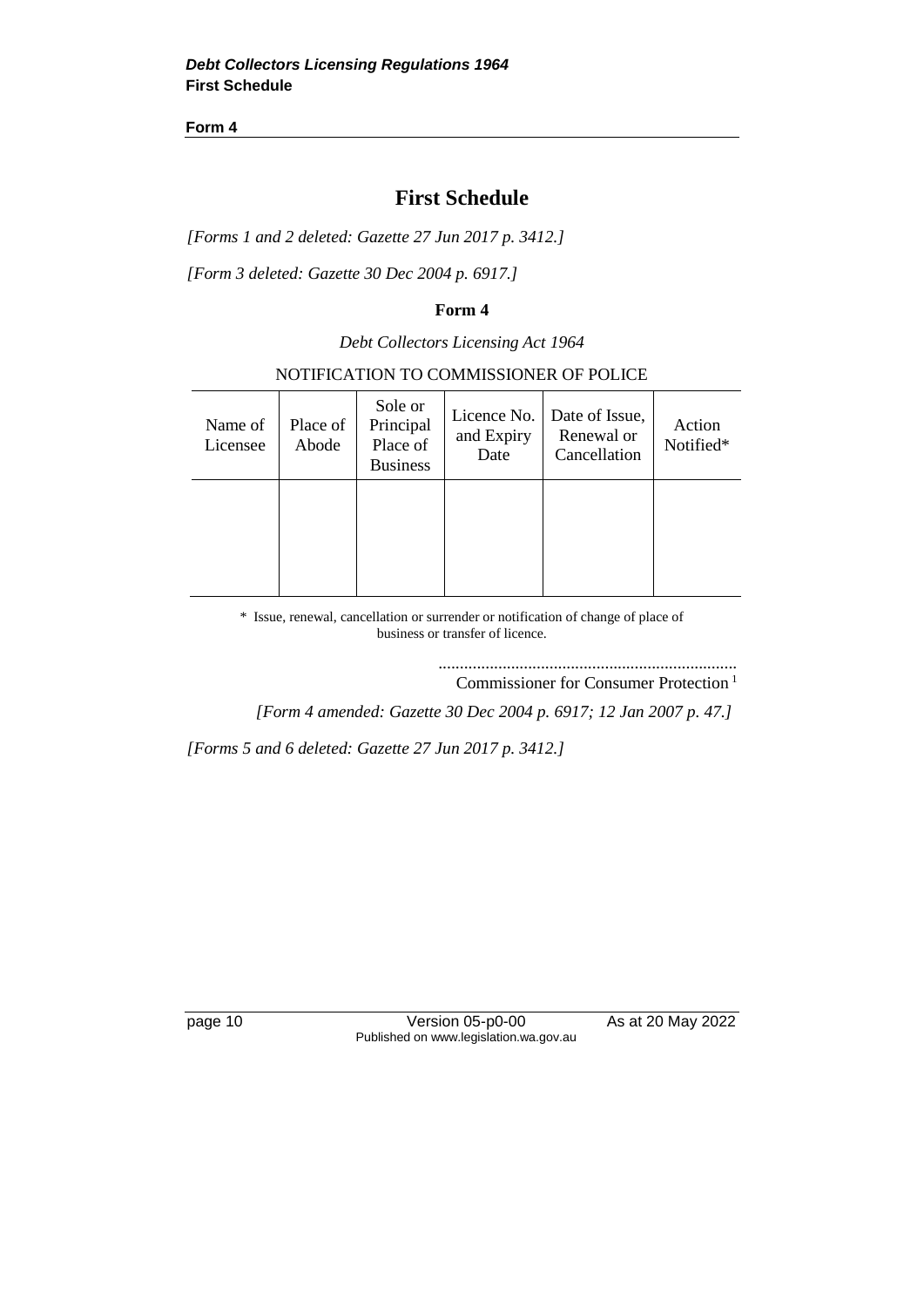# First Schedule

*[Forms 1 and 2 deleted: Gazette 27 Jun 2017 p. 3412.]*

*[Form 3 deleted: Gazette 30 Dec 2004 p. 6917.]*

### Form 4

*Debt Collectors Licensing Act 1964*

NOTIFICATION TO COMMISSIONER OF POLICE

| Name of Licensee | Place of Abode | Sole or Principal Place of Business | Licence No. and Expiry Date | Date of Issue, Renewal or Cancellation | Action Notified* |
|---|---|---|---|---|---|
| | | | | | |

\* Issue, renewal, cancellation or surrender or notification of change of place of business or transfer of licence.

.....................................................................

Commissioner for Consumer Protection [1]

*[Form 4 amended: Gazette 30 Dec 2004 p. 6917; 12 Jan 2007 p. 47.]*

*[Forms 5 and 6 deleted: Gazette 27 Jun 2017 p. 3412.]*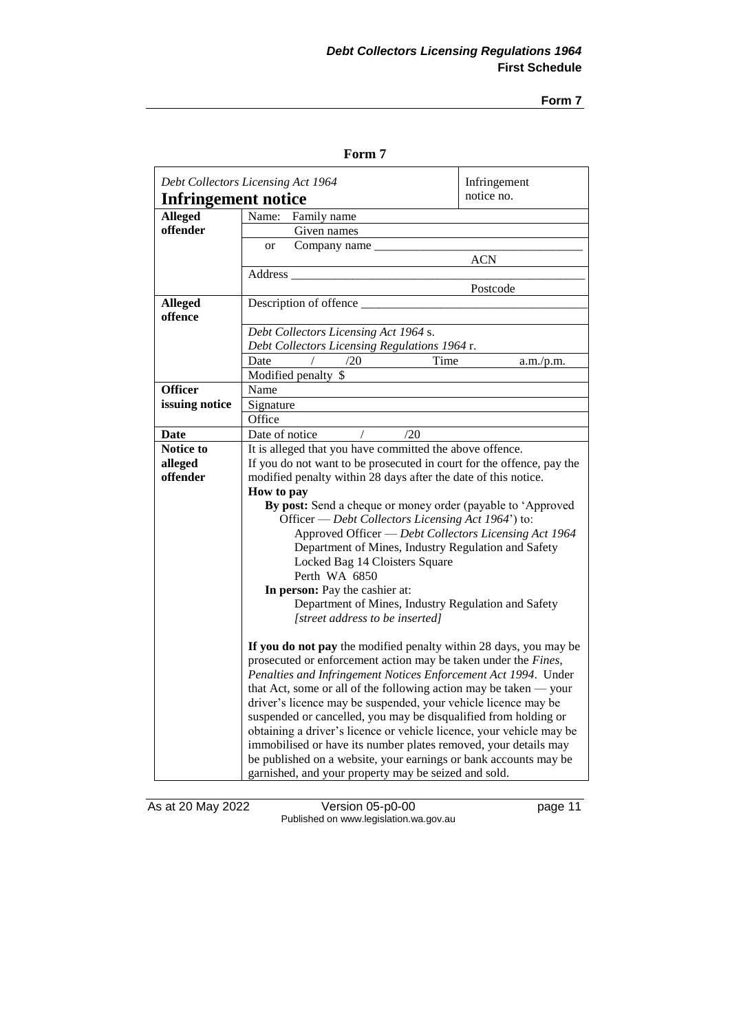## Form 7

| *Debt Collectors Licensing Act 1964*<br>**Infringement notice** | | Infringement notice no. |
|---|---|---|
| **Alleged offender** | Name: Family name | |
| | Given names | |
| | or Company name ___ | |
| | | ACN |
| | Address ___ | |
| | | Postcode |
| **Alleged offence** | Description of offence ___ | |
| | *Debt Collectors Licensing Act 1964* s.<br>*Debt Collectors Licensing Regulations 1964* r. | |
| | Date / /20 Time | a.m./p.m. |
| | Modified penalty $ | |
| **Officer issuing notice** | Name | |
| | Signature | |
| | Office | |
| **Date** | Date of notice / /20 | |
| **Notice to alleged offender** | It is alleged that you have committed the above offence.<br>If you do not want to be prosecuted in court for the offence, pay the modified penalty within 28 days after the date of this notice.<br>**How to pay**<br>**By post:** Send a cheque or money order (payable to 'Approved Officer — *Debt Collectors Licensing Act 1964*') to:<br>Approved Officer — *Debt Collectors Licensing Act 1964*<br>Department of Mines, Industry Regulation and Safety<br>Locked Bag 14 Cloisters Square<br>Perth WA 6850<br>**In person:** Pay the cashier at:<br>Department of Mines, Industry Regulation and Safety<br>*[street address to be inserted]*<br><br>**If you do not pay** the modified penalty within 28 days, you may be prosecuted or enforcement action may be taken under the *Fines, Penalties and Infringement Notices Enforcement Act 1994*. Under that Act, some or all of the following action may be taken — your driver's licence may be suspended, your vehicle licence may be suspended or cancelled, you may be disqualified from holding or obtaining a driver's licence or vehicle licence, your vehicle may be immobilised or have its number plates removed, your details may be published on a website, your earnings or bank accounts may be garnished, and your property may be seized and sold. | |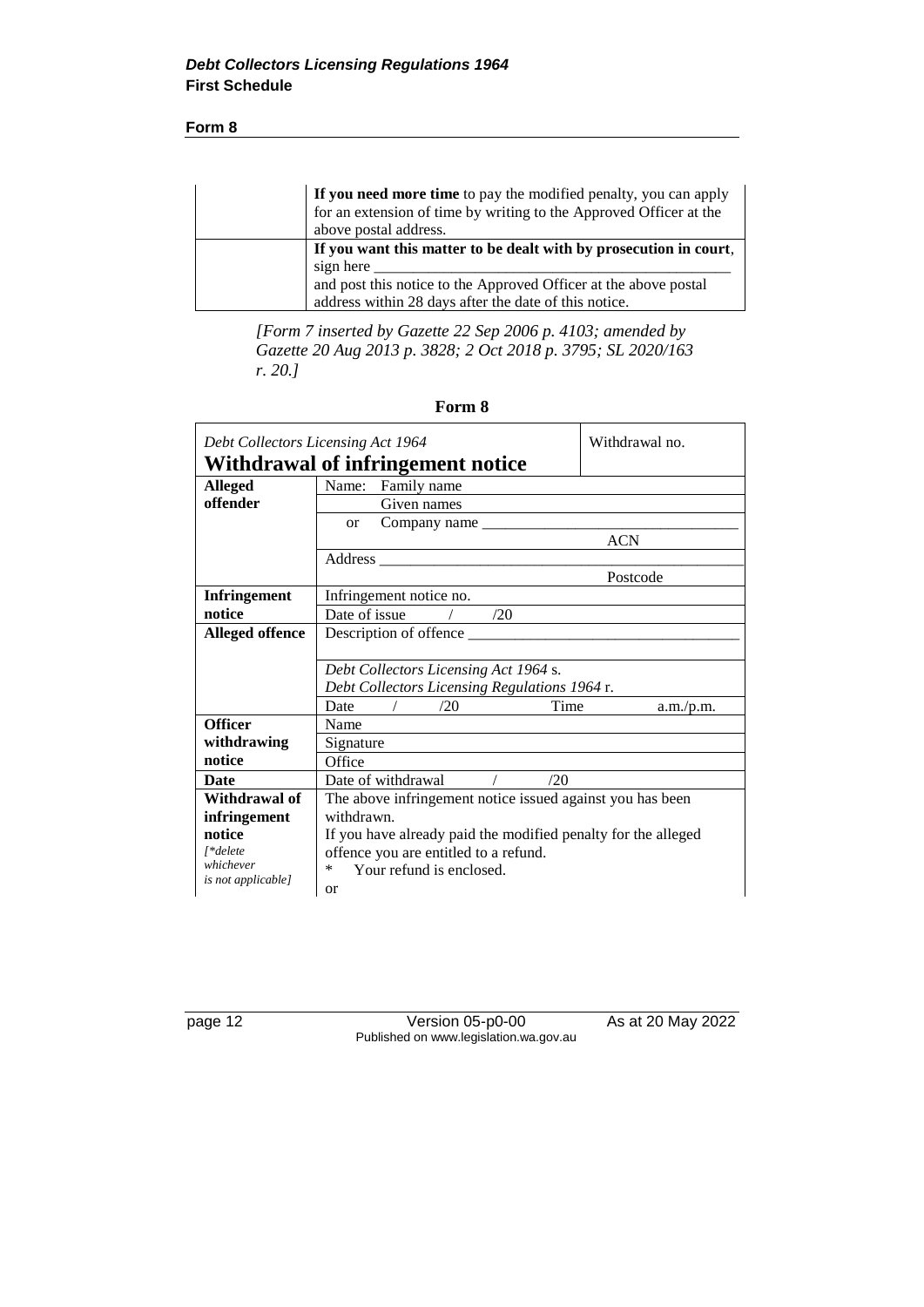| | |
|---|---|
| | **If you need more time** to pay the modified penalty, you can apply for an extension of time by writing to the Approved Officer at the above postal address. |
| | **If you want this matter to be dealt with by prosecution in court**, sign here ___________________________________________ and post this notice to the Approved Officer at the above postal address within 28 days after the date of this notice. |

*[Form 7 inserted by Gazette 22 Sep 2006 p. 4103; amended by Gazette 20 Aug 2013 p. 3828; 2 Oct 2018 p. 3795; SL 2020/163 r. 20.]*

**Form 8**

| *Debt Collectors Licensing Act 1964* **Withdrawal of infringement notice** | | Withdrawal no. |
|---|---|---|
| **Alleged offender** | Name: Family name | |
| | Given names | |
| | or Company name ________________________________ | ACN |
| | Address ________________________________________ | Postcode |
| **Infringement notice** | Infringement notice no. | |
| | Date of issue / /20 | |
| **Alleged offence** | Description of offence ________________________________ | |
| | *Debt Collectors Licensing Act 1964* s. *Debt Collectors Licensing Regulations 1964* r. | |
| | Date / /20 Time | a.m./p.m. |
| **Officer withdrawing notice** | Name | |
| | Signature | |
| | Office | |
| **Date** | Date of withdrawal / /20 | |
| **Withdrawal of infringement notice** *[\*delete whichever is not applicable]* | The above infringement notice issued against you has been withdrawn. If you have already paid the modified penalty for the alleged offence you are entitled to a refund. * Your refund is enclosed. or | |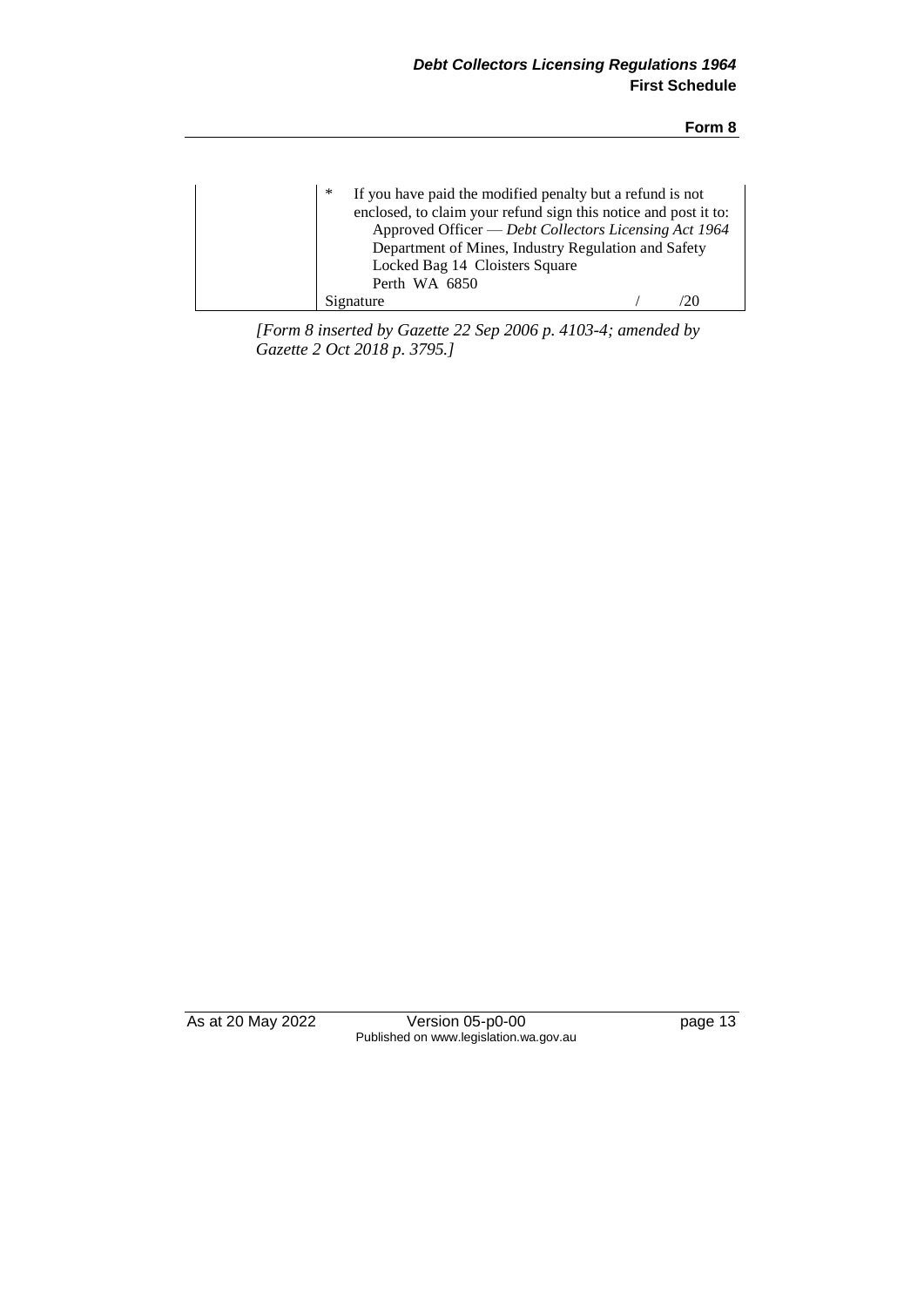| | * If you have paid the modified penalty but a refund is not enclosed, to claim your refund sign this notice and post it to:<br>Approved Officer — *Debt Collectors Licensing Act 1964*<br>Department of Mines, Industry Regulation and Safety<br>Locked Bag 14 Cloisters Square<br>Perth WA 6850<br>Signature / /20 |
|---|---|

*[Form 8 inserted by Gazette 22 Sep 2006 p. 4103-4; amended by Gazette 2 Oct 2018 p. 3795.]*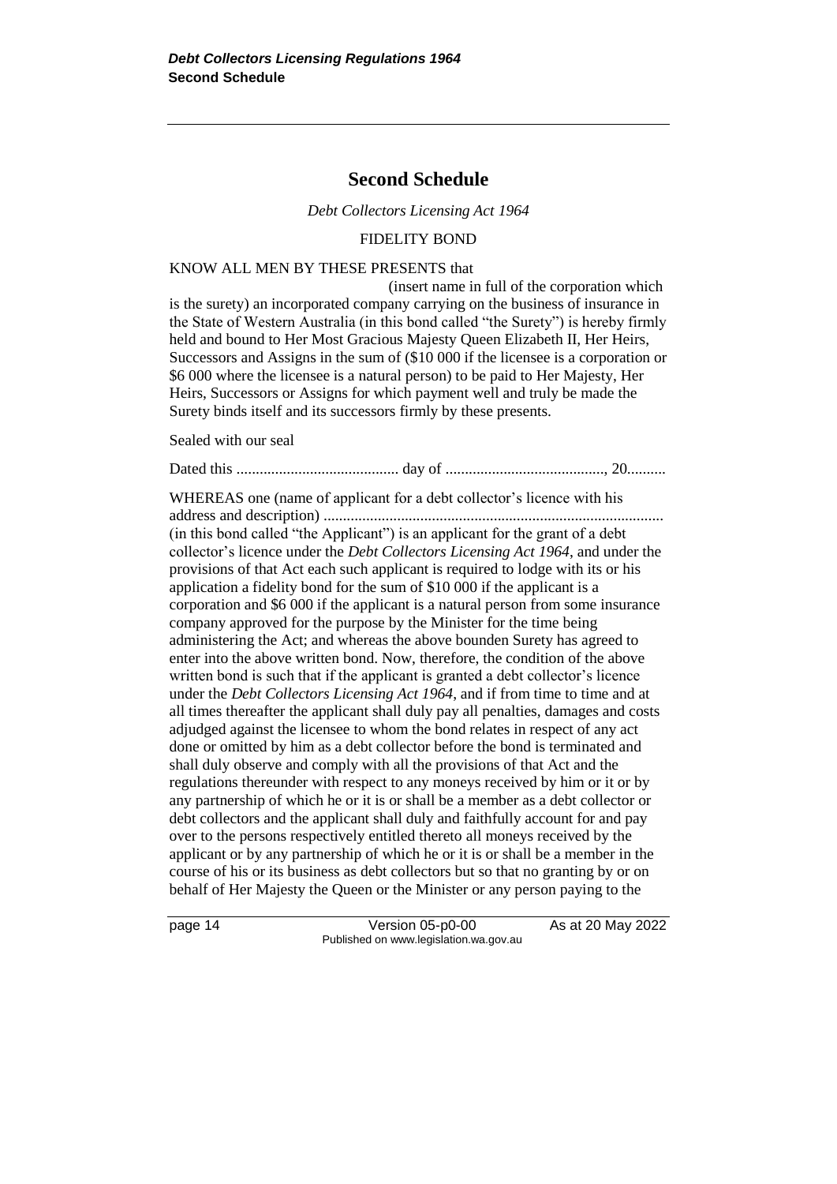## Second Schedule

*Debt Collectors Licensing Act 1964*

FIDELITY BOND

KNOW ALL MEN BY THESE PRESENTS that (insert name in full of the corporation which is the surety) an incorporated company carrying on the business of insurance in the State of Western Australia (in this bond called "the Surety") is hereby firmly held and bound to Her Most Gracious Majesty Queen Elizabeth II, Her Heirs, Successors and Assigns in the sum of ($10 000 if the licensee is a corporation or $6 000 where the licensee is a natural person) to be paid to Her Majesty, Her Heirs, Successors or Assigns for which payment well and truly be made the Surety binds itself and its successors firmly by these presents.

Sealed with our seal

Dated this .......................................... day of .........................................., 20..........

WHEREAS one (name of applicant for a debt collector's licence with his address and description) ........................................................................................ (in this bond called "the Applicant") is an applicant for the grant of a debt collector's licence under the *Debt Collectors Licensing Act 1964*, and under the provisions of that Act each such applicant is required to lodge with its or his application a fidelity bond for the sum of $10 000 if the applicant is a corporation and $6 000 if the applicant is a natural person from some insurance company approved for the purpose by the Minister for the time being administering the Act; and whereas the above bounden Surety has agreed to enter into the above written bond. Now, therefore, the condition of the above written bond is such that if the applicant is granted a debt collector's licence under the *Debt Collectors Licensing Act 1964*, and if from time to time and at all times thereafter the applicant shall duly pay all penalties, damages and costs adjudged against the licensee to whom the bond relates in respect of any act done or omitted by him as a debt collector before the bond is terminated and shall duly observe and comply with all the provisions of that Act and the regulations thereunder with respect to any moneys received by him or it or by any partnership of which he or it is or shall be a member as a debt collector or debt collectors and the applicant shall duly and faithfully account for and pay over to the persons respectively entitled thereto all moneys received by the applicant or by any partnership of which he or it is or shall be a member in the course of his or its business as debt collectors but so that no granting by or on behalf of Her Majesty the Queen or the Minister or any person paying to the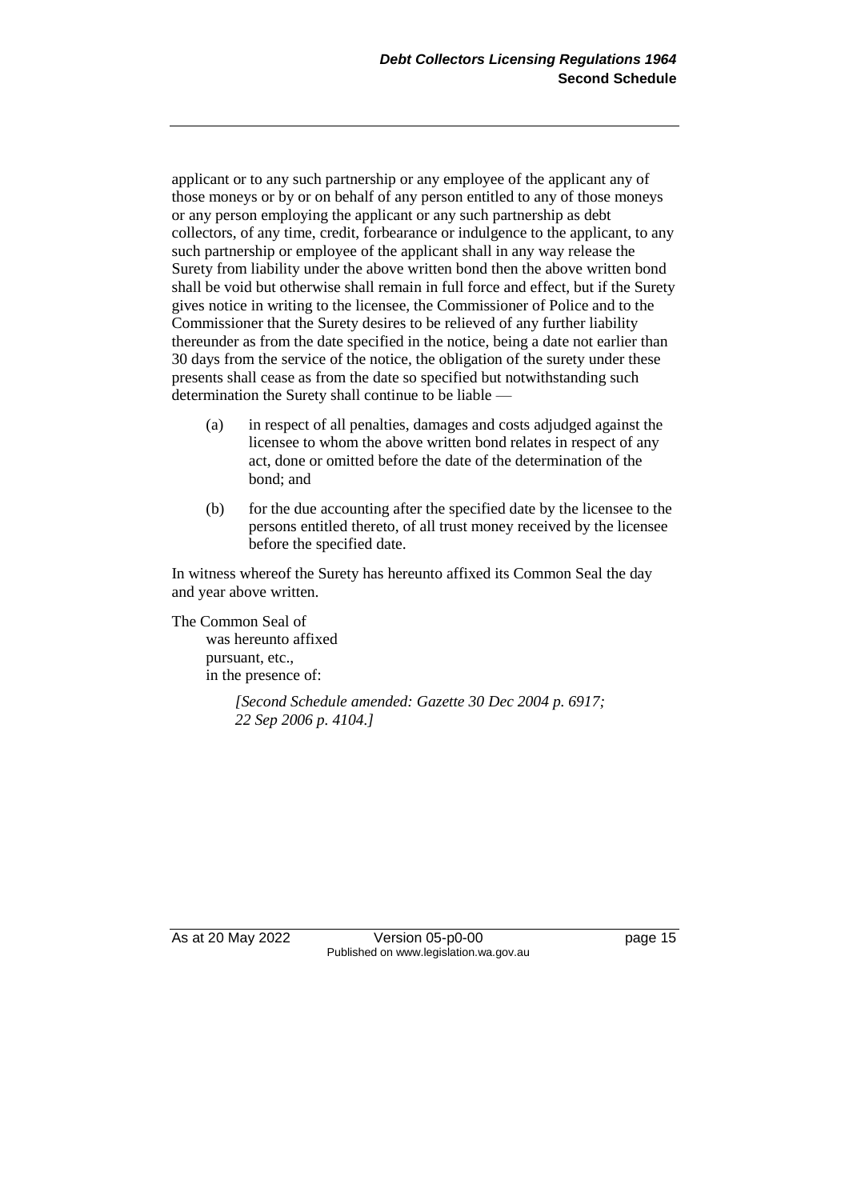applicant or to any such partnership or any employee of the applicant any of those moneys or by or on behalf of any person entitled to any of those moneys or any person employing the applicant or any such partnership as debt collectors, of any time, credit, forbearance or indulgence to the applicant, to any such partnership or employee of the applicant shall in any way release the Surety from liability under the above written bond then the above written bond shall be void but otherwise shall remain in full force and effect, but if the Surety gives notice in writing to the licensee, the Commissioner of Police and to the Commissioner that the Surety desires to be relieved of any further liability thereunder as from the date specified in the notice, being a date not earlier than 30 days from the service of the notice, the obligation of the surety under these presents shall cease as from the date so specified but notwithstanding such determination the Surety shall continue to be liable —

(a) in respect of all penalties, damages and costs adjudged against the licensee to whom the above written bond relates in respect of any act, done or omitted before the date of the determination of the bond; and

(b) for the due accounting after the specified date by the licensee to the persons entitled thereto, of all trust money received by the licensee before the specified date.

In witness whereof the Surety has hereunto affixed its Common Seal the day and year above written.

The Common Seal of
was hereunto affixed
pursuant, etc.,
in the presence of:

*[Second Schedule amended: Gazette 30 Dec 2004 p. 6917; 22 Sep 2006 p. 4104.]*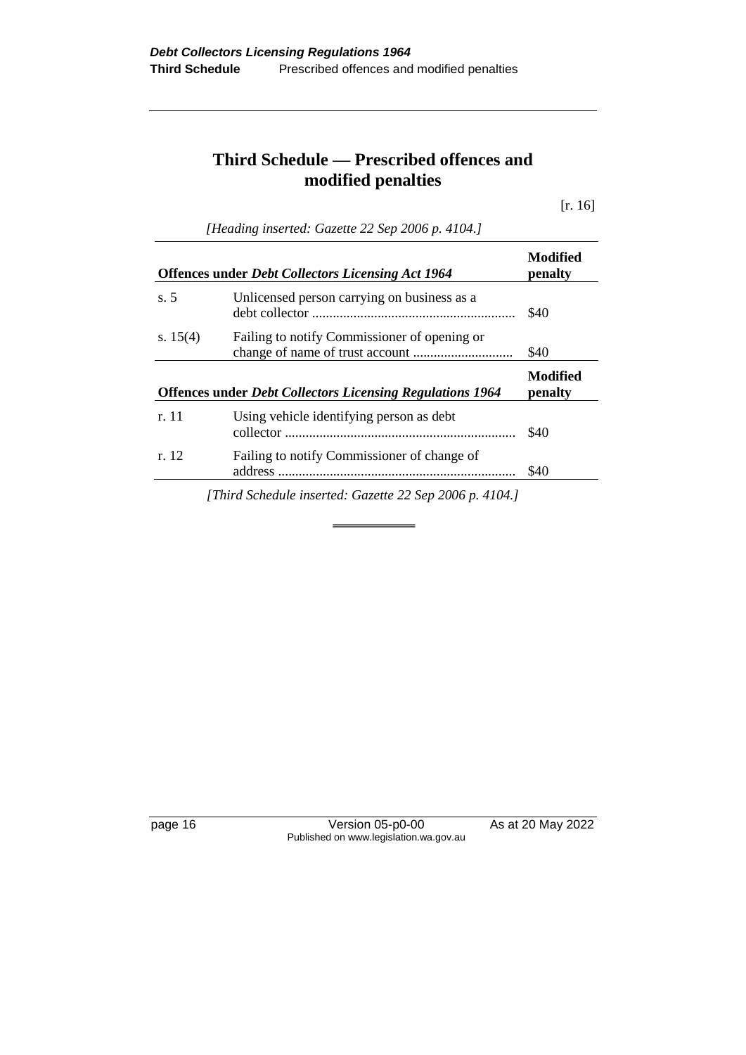# Third Schedule — Prescribed offences and modified penalties

[r. 16]

*[Heading inserted: Gazette 22 Sep 2006 p. 4104.]*

| **Offences under *Debt Collectors Licensing Act 1964*** | | **Modified penalty** |
|---|---|---|
| s. 5 | Unlicensed person carrying on business as a debt collector | $40 |
| s. 15(4) | Failing to notify Commissioner of opening or change of name of trust account | $40 |

| **Offences under *Debt Collectors Licensing Regulations 1964*** | | **Modified penalty** |
|---|---|---|
| r. 11 | Using vehicle identifying person as debt collector | $40 |
| r. 12 | Failing to notify Commissioner of change of address | $40 |

*[Third Schedule inserted: Gazette 22 Sep 2006 p. 4104.]*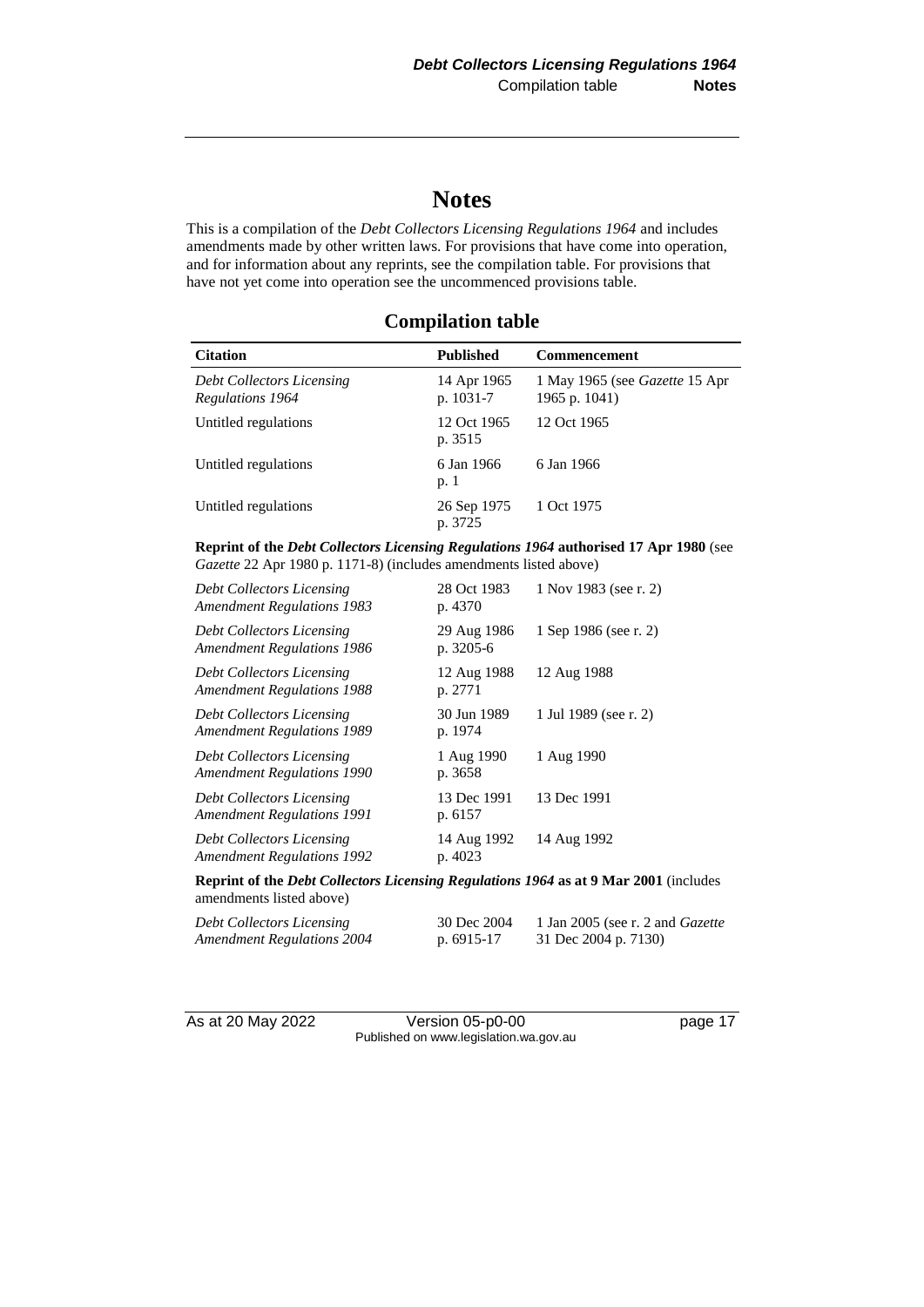# Notes

This is a compilation of the *Debt Collectors Licensing Regulations 1964* and includes amendments made by other written laws. For provisions that have come into operation, and for information about any reprints, see the compilation table. For provisions that have not yet come into operation see the uncommenced provisions table.

## Compilation table

| Citation | Published | Commencement |
|---|---|---|
| *Debt Collectors Licensing Regulations 1964* | 14 Apr 1965 p. 1031-7 | 1 May 1965 (see *Gazette* 15 Apr 1965 p. 1041) |
| Untitled regulations | 12 Oct 1965 p. 3515 | 12 Oct 1965 |
| Untitled regulations | 6 Jan 1966 p. 1 | 6 Jan 1966 |
| Untitled regulations | 26 Sep 1975 p. 3725 | 1 Oct 1975 |
| **Reprint of the *Debt Collectors Licensing Regulations 1964* authorised 17 Apr 1980** (see *Gazette* 22 Apr 1980 p. 1171-8) (includes amendments listed above) | | |
| *Debt Collectors Licensing Amendment Regulations 1983* | 28 Oct 1983 p. 4370 | 1 Nov 1983 (see r. 2) |
| *Debt Collectors Licensing Amendment Regulations 1986* | 29 Aug 1986 p. 3205-6 | 1 Sep 1986 (see r. 2) |
| *Debt Collectors Licensing Amendment Regulations 1988* | 12 Aug 1988 p. 2771 | 12 Aug 1988 |
| *Debt Collectors Licensing Amendment Regulations 1989* | 30 Jun 1989 p. 1974 | 1 Jul 1989 (see r. 2) |
| *Debt Collectors Licensing Amendment Regulations 1990* | 1 Aug 1990 p. 3658 | 1 Aug 1990 |
| *Debt Collectors Licensing Amendment Regulations 1991* | 13 Dec 1991 p. 6157 | 13 Dec 1991 |
| *Debt Collectors Licensing Amendment Regulations 1992* | 14 Aug 1992 p. 4023 | 14 Aug 1992 |
| **Reprint of the *Debt Collectors Licensing Regulations 1964* as at 9 Mar 2001** (includes amendments listed above) | | |
| *Debt Collectors Licensing Amendment Regulations 2004* | 30 Dec 2004 p. 6915-17 | 1 Jan 2005 (see r. 2 and *Gazette* 31 Dec 2004 p. 7130) |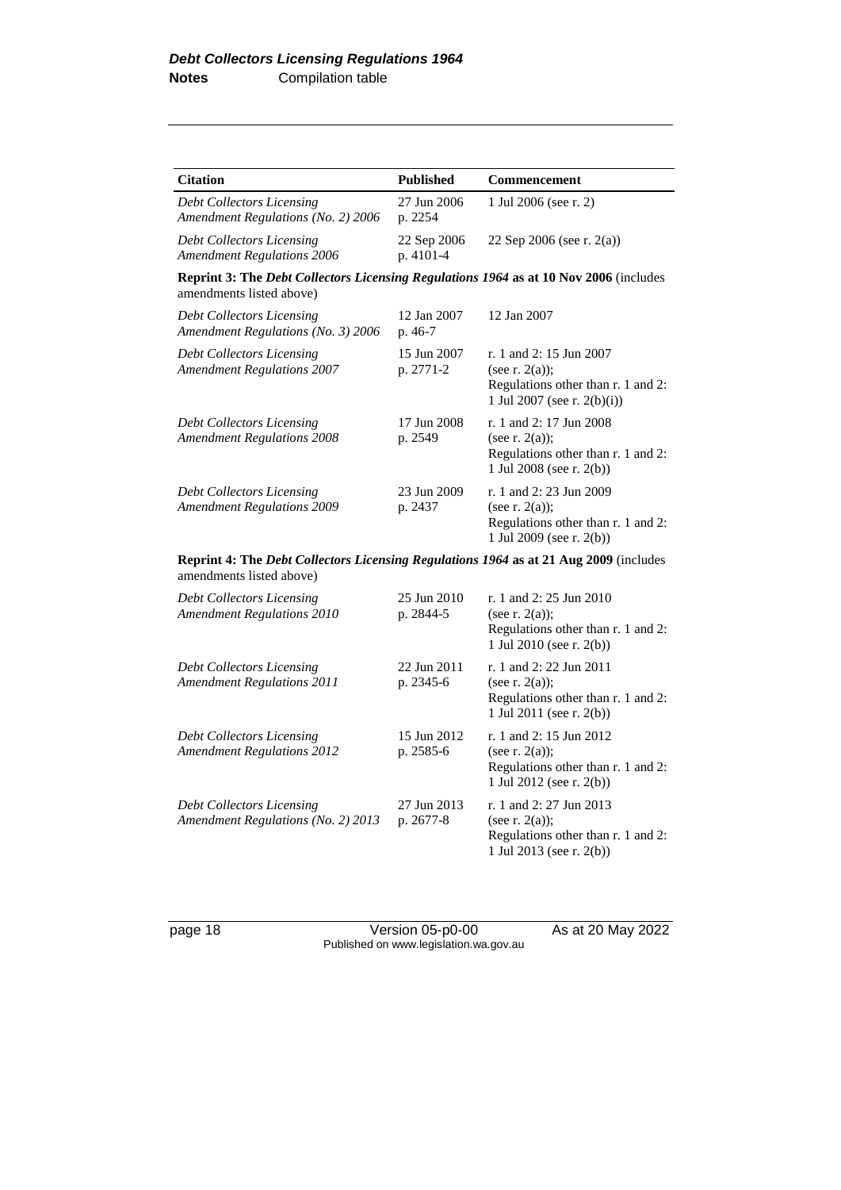| Citation | Published | Commencement |
|---|---|---|
| *Debt Collectors Licensing Amendment Regulations (No. 2) 2006* | 27 Jun 2006 p. 2254 | 1 Jul 2006 (see r. 2) |
| *Debt Collectors Licensing Amendment Regulations 2006* | 22 Sep 2006 p. 4101-4 | 22 Sep 2006 (see r. 2(a)) |
| **Reprint 3: The *Debt Collectors Licensing Regulations 1964* as at 10 Nov 2006** (includes amendments listed above) | | |
| *Debt Collectors Licensing Amendment Regulations (No. 3) 2006* | 12 Jan 2007 p. 46-7 | 12 Jan 2007 |
| *Debt Collectors Licensing Amendment Regulations 2007* | 15 Jun 2007 p. 2771-2 | r. 1 and 2: 15 Jun 2007 (see r. 2(a)); Regulations other than r. 1 and 2: 1 Jul 2007 (see r. 2(b)(i)) |
| *Debt Collectors Licensing Amendment Regulations 2008* | 17 Jun 2008 p. 2549 | r. 1 and 2: 17 Jun 2008 (see r. 2(a)); Regulations other than r. 1 and 2: 1 Jul 2008 (see r. 2(b)) |
| *Debt Collectors Licensing Amendment Regulations 2009* | 23 Jun 2009 p. 2437 | r. 1 and 2: 23 Jun 2009 (see r. 2(a)); Regulations other than r. 1 and 2: 1 Jul 2009 (see r. 2(b)) |
| **Reprint 4: The *Debt Collectors Licensing Regulations 1964* as at 21 Aug 2009** (includes amendments listed above) | | |
| *Debt Collectors Licensing Amendment Regulations 2010* | 25 Jun 2010 p. 2844-5 | r. 1 and 2: 25 Jun 2010 (see r. 2(a)); Regulations other than r. 1 and 2: 1 Jul 2010 (see r. 2(b)) |
| *Debt Collectors Licensing Amendment Regulations 2011* | 22 Jun 2011 p. 2345-6 | r. 1 and 2: 22 Jun 2011 (see r. 2(a)); Regulations other than r. 1 and 2: 1 Jul 2011 (see r. 2(b)) |
| *Debt Collectors Licensing Amendment Regulations 2012* | 15 Jun 2012 p. 2585-6 | r. 1 and 2: 15 Jun 2012 (see r. 2(a)); Regulations other than r. 1 and 2: 1 Jul 2012 (see r. 2(b)) |
| *Debt Collectors Licensing Amendment Regulations (No. 2) 2013* | 27 Jun 2013 p. 2677-8 | r. 1 and 2: 27 Jun 2013 (see r. 2(a)); Regulations other than r. 1 and 2: 1 Jul 2013 (see r. 2(b)) |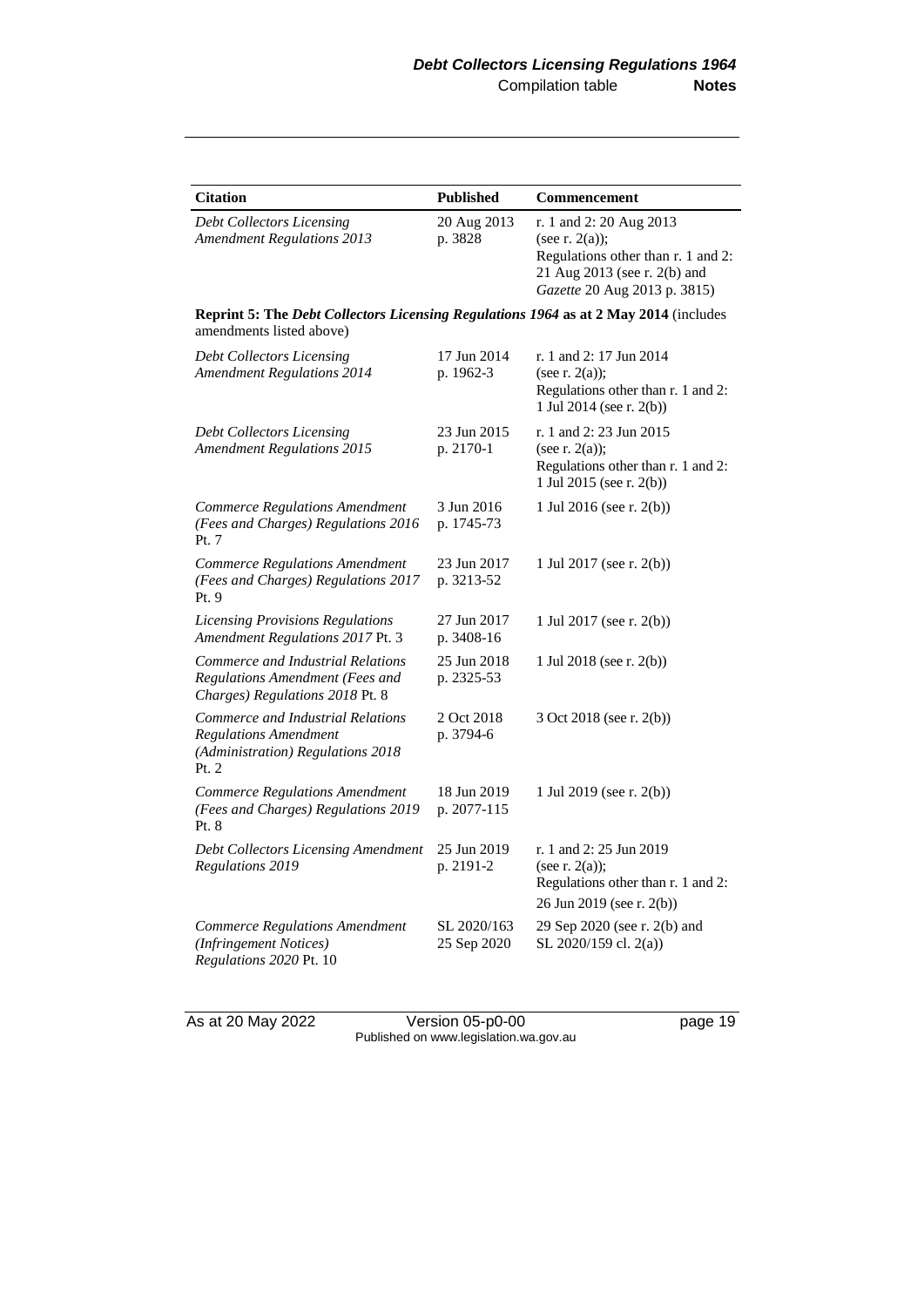| Citation | Published | Commencement |
| --- | --- | --- |
| *Debt Collectors Licensing Amendment Regulations 2013* | 20 Aug 2013 p. 3828 | r. 1 and 2: 20 Aug 2013 (see r. 2(a)); Regulations other than r. 1 and 2: 21 Aug 2013 (see r. 2(b) and *Gazette* 20 Aug 2013 p. 3815) |
| **Reprint 5: The *Debt Collectors Licensing Regulations 1964* as at 2 May 2014** (includes amendments listed above) | | |
| *Debt Collectors Licensing Amendment Regulations 2014* | 17 Jun 2014 p. 1962-3 | r. 1 and 2: 17 Jun 2014 (see r. 2(a)); Regulations other than r. 1 and 2: 1 Jul 2014 (see r. 2(b)) |
| *Debt Collectors Licensing Amendment Regulations 2015* | 23 Jun 2015 p. 2170-1 | r. 1 and 2: 23 Jun 2015 (see r. 2(a)); Regulations other than r. 1 and 2: 1 Jul 2015 (see r. 2(b)) |
| *Commerce Regulations Amendment (Fees and Charges) Regulations 2016* Pt. 7 | 3 Jun 2016 p. 1745-73 | 1 Jul 2016 (see r. 2(b)) |
| *Commerce Regulations Amendment (Fees and Charges) Regulations 2017* Pt. 9 | 23 Jun 2017 p. 3213-52 | 1 Jul 2017 (see r. 2(b)) |
| *Licensing Provisions Regulations Amendment Regulations 2017* Pt. 3 | 27 Jun 2017 p. 3408-16 | 1 Jul 2017 (see r. 2(b)) |
| *Commerce and Industrial Relations Regulations Amendment (Fees and Charges) Regulations 2018* Pt. 8 | 25 Jun 2018 p. 2325-53 | 1 Jul 2018 (see r. 2(b)) |
| *Commerce and Industrial Relations Regulations Amendment (Administration) Regulations 2018* Pt. 2 | 2 Oct 2018 p. 3794-6 | 3 Oct 2018 (see r. 2(b)) |
| *Commerce Regulations Amendment (Fees and Charges) Regulations 2019* Pt. 8 | 18 Jun 2019 p. 2077-115 | 1 Jul 2019 (see r. 2(b)) |
| *Debt Collectors Licensing Amendment Regulations 2019* | 25 Jun 2019 p. 2191-2 | r. 1 and 2: 25 Jun 2019 (see r. 2(a)); Regulations other than r. 1 and 2: 26 Jun 2019 (see r. 2(b)) |
| *Commerce Regulations Amendment (Infringement Notices) Regulations 2020* Pt. 10 | SL 2020/163 25 Sep 2020 | 29 Sep 2020 (see r. 2(b) and SL 2020/159 cl. 2(a)) |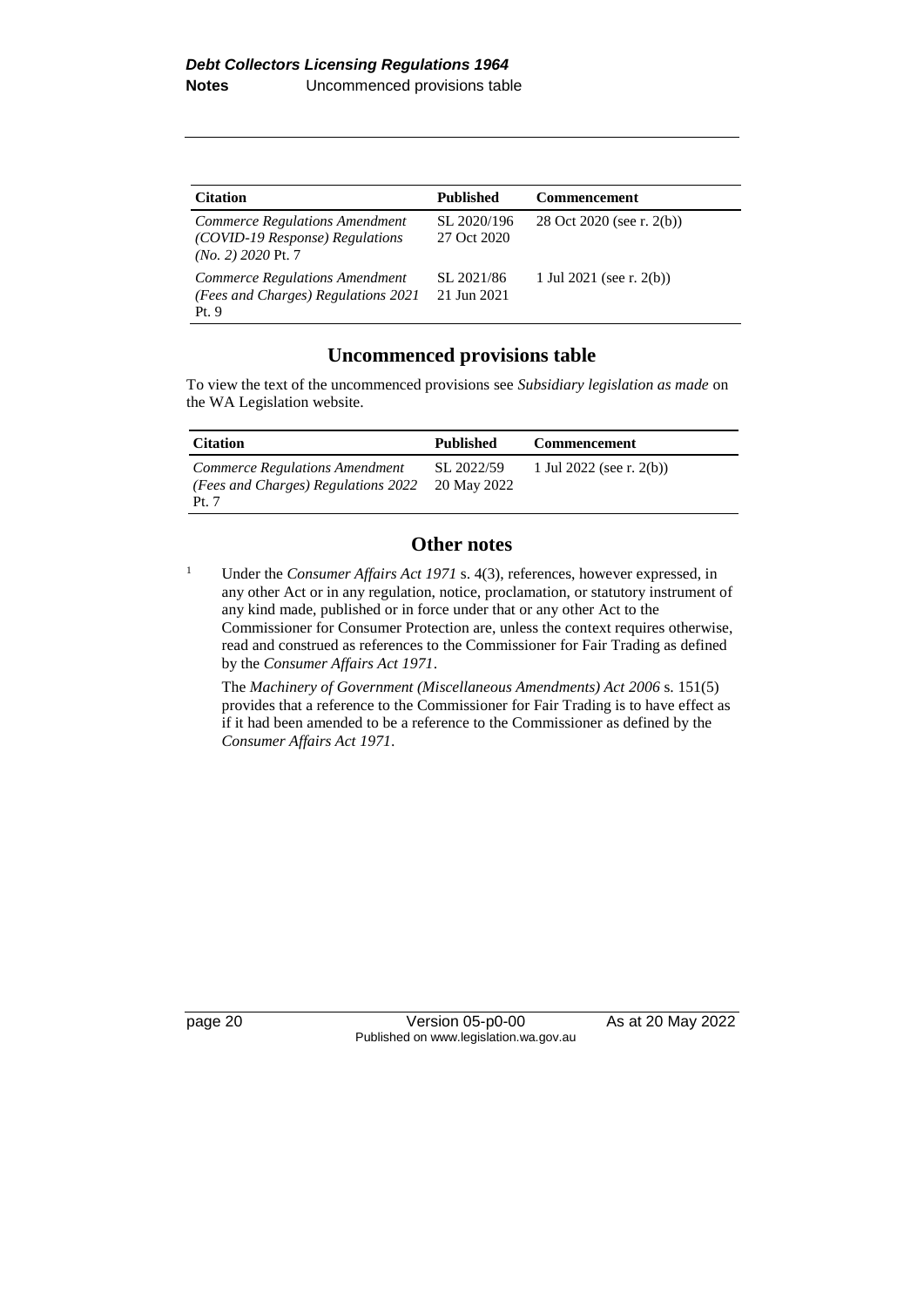| Citation | Published | Commencement |
|---|---|---|
| *Commerce Regulations Amendment (COVID-19 Response) Regulations (No. 2) 2020* Pt. 7 | SL 2020/196 27 Oct 2020 | 28 Oct 2020 (see r. 2(b)) |
| *Commerce Regulations Amendment (Fees and Charges) Regulations 2021* Pt. 9 | SL 2021/86 21 Jun 2021 | 1 Jul 2021 (see r. 2(b)) |

## Uncommenced provisions table

To view the text of the uncommenced provisions see *Subsidiary legislation as made* on the WA Legislation website.

| Citation | Published | Commencement |
|---|---|---|
| *Commerce Regulations Amendment (Fees and Charges) Regulations 2022* Pt. 7 | SL 2022/59 20 May 2022 | 1 Jul 2022 (see r. 2(b)) |

## Other notes

[1] Under the *Consumer Affairs Act 1971* s. 4(3), references, however expressed, in any other Act or in any regulation, notice, proclamation, or statutory instrument of any kind made, published or in force under that or any other Act to the Commissioner for Consumer Protection are, unless the context requires otherwise, read and construed as references to the Commissioner for Fair Trading as defined by the *Consumer Affairs Act 1971*.

The *Machinery of Government (Miscellaneous Amendments) Act 2006* s. 151(5) provides that a reference to the Commissioner for Fair Trading is to have effect as if it had been amended to be a reference to the Commissioner as defined by the *Consumer Affairs Act 1971*.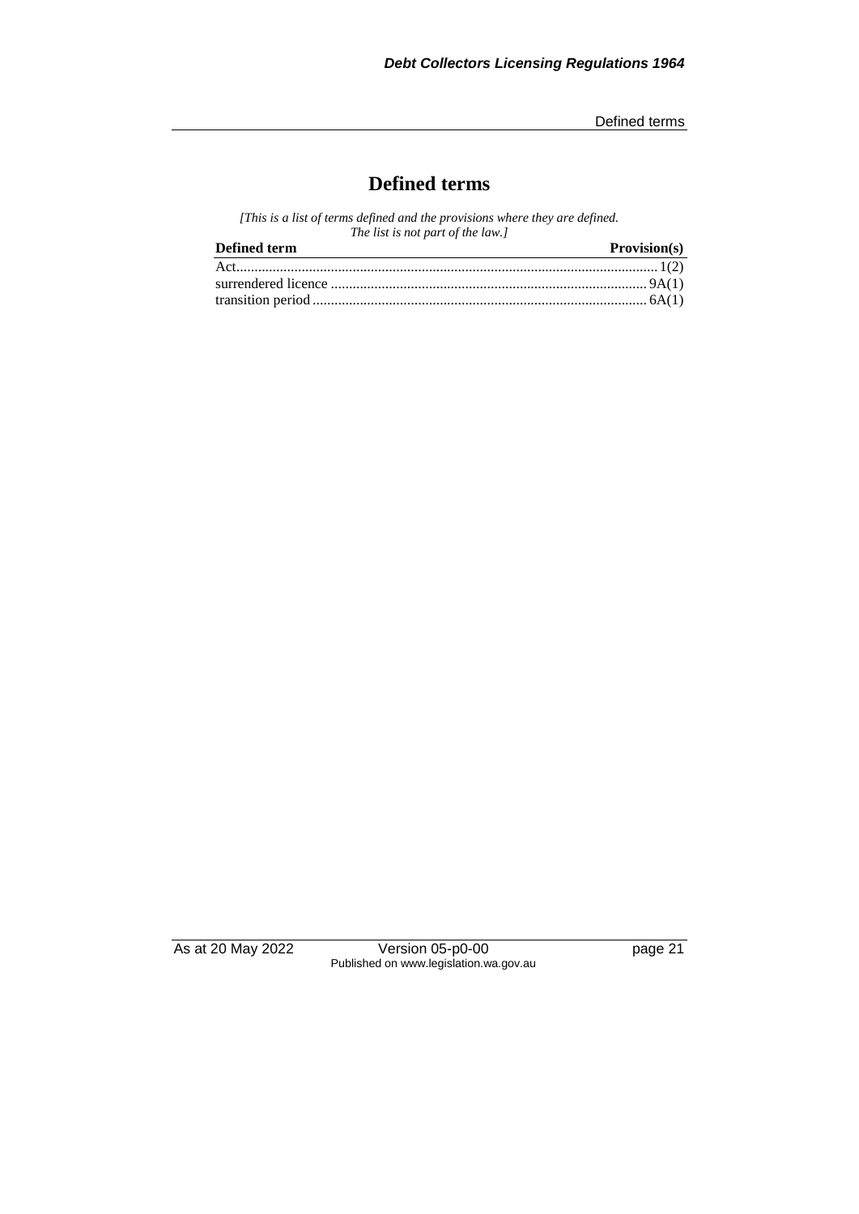# Defined terms

*[This is a list of terms defined and the provisions where they are defined. The list is not part of the law.]*

| Defined term | Provision(s) |
|---|---|
| Act | 1(2) |
| surrendered licence | 9A(1) |
| transition period | 6A(1) |